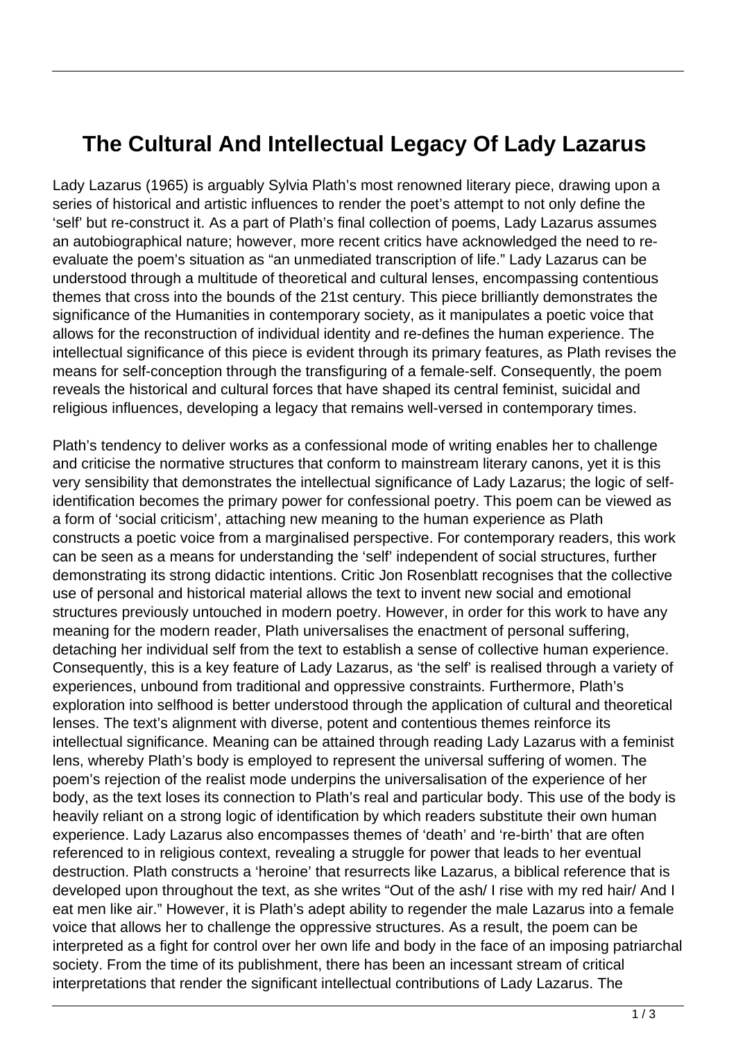# The Cultural And Intellectual Legacy Of Lady Lazarus

Lady Lazarus (1965) is arguably Sylvia Plath's most renowned literary piece, drawing upon a series of historical and artistic influences to render the poet's attempt to not only define the 'self' but re-construct it. As a part of Plath's final collection of poems, Lady Lazarus assumes an autobiographical nature; however, more recent critics have acknowledged the need to re-evaluate the poem's situation as "an unmediated transcription of life." Lady Lazarus can be understood through a multitude of theoretical and cultural lenses, encompassing contentious themes that cross into the bounds of the 21st century. This piece brilliantly demonstrates the significance of the Humanities in contemporary society, as it manipulates a poetic voice that allows for the reconstruction of individual identity and re-defines the human experience. The intellectual significance of this piece is evident through its primary features, as Plath revises the means for self-conception through the transfiguring of a female-self. Consequently, the poem reveals the historical and cultural forces that have shaped its central feminist, suicidal and religious influences, developing a legacy that remains well-versed in contemporary times.

Plath's tendency to deliver works as a confessional mode of writing enables her to challenge and criticise the normative structures that conform to mainstream literary canons, yet it is this very sensibility that demonstrates the intellectual significance of Lady Lazarus; the logic of self-identification becomes the primary power for confessional poetry. This poem can be viewed as a form of 'social criticism', attaching new meaning to the human experience as Plath constructs a poetic voice from a marginalised perspective. For contemporary readers, this work can be seen as a means for understanding the 'self' independent of social structures, further demonstrating its strong didactic intentions. Critic Jon Rosenblatt recognises that the collective use of personal and historical material allows the text to invent new social and emotional structures previously untouched in modern poetry. However, in order for this work to have any meaning for the modern reader, Plath universalises the enactment of personal suffering, detaching her individual self from the text to establish a sense of collective human experience. Consequently, this is a key feature of Lady Lazarus, as 'the self' is realised through a variety of experiences, unbound from traditional and oppressive constraints. Furthermore, Plath's exploration into selfhood is better understood through the application of cultural and theoretical lenses. The text's alignment with diverse, potent and contentious themes reinforce its intellectual significance. Meaning can be attained through reading Lady Lazarus with a feminist lens, whereby Plath's body is employed to represent the universal suffering of women. The poem's rejection of the realist mode underpins the universalisation of the experience of her body, as the text loses its connection to Plath's real and particular body. This use of the body is heavily reliant on a strong logic of identification by which readers substitute their own human experience. Lady Lazarus also encompasses themes of 'death' and 're-birth' that are often referenced to in religious context, revealing a struggle for power that leads to her eventual destruction. Plath constructs a 'heroine' that resurrects like Lazarus, a biblical reference that is developed upon throughout the text, as she writes "Out of the ash/ I rise with my red hair/ And I eat men like air." However, it is Plath's adept ability to regender the male Lazarus into a female voice that allows her to challenge the oppressive structures. As a result, the poem can be interpreted as a fight for control over her own life and body in the face of an imposing patriarchal society. From the time of its publishment, there has been an incessant stream of critical interpretations that render the significant intellectual contributions of Lady Lazarus. The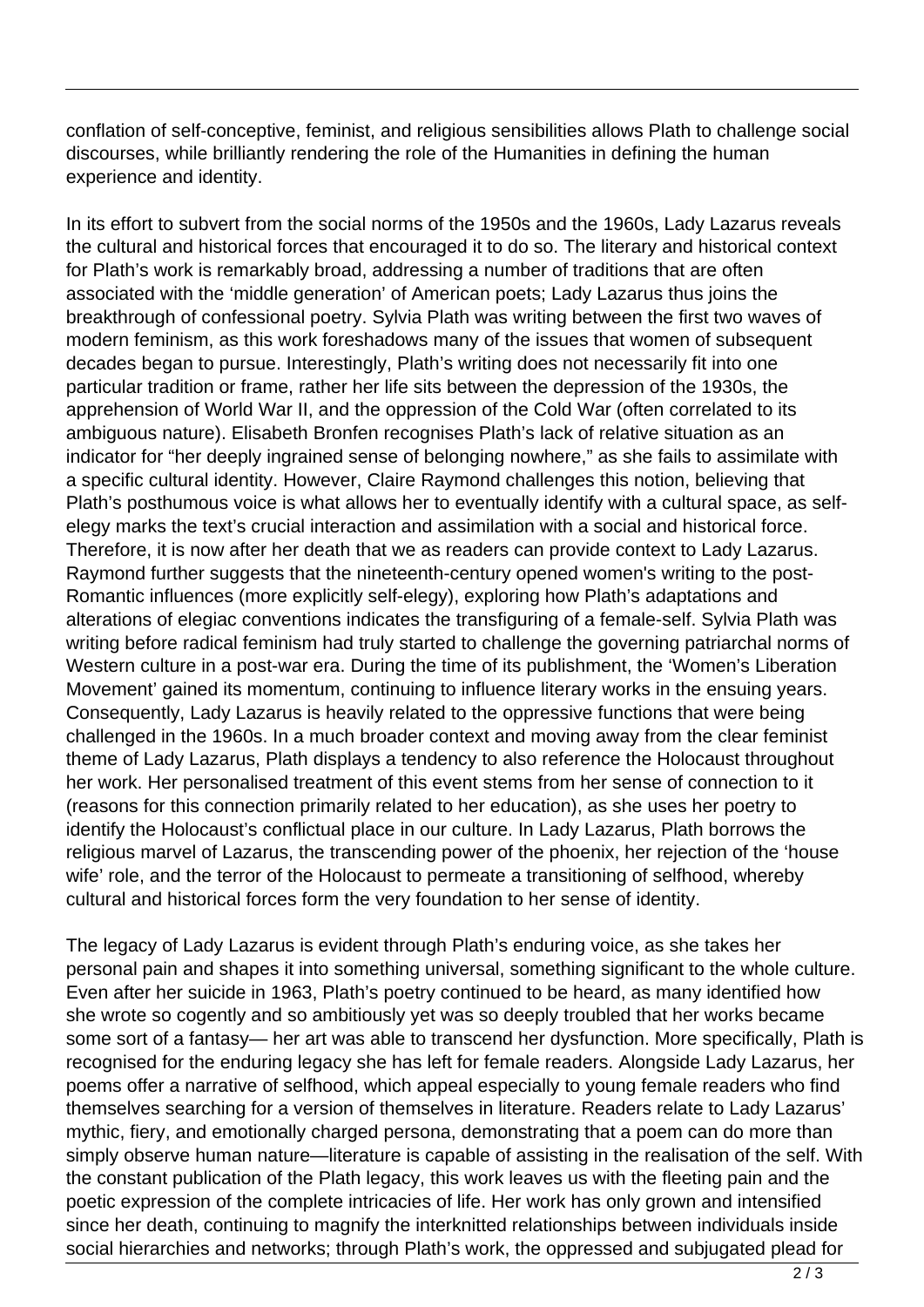conflation of self-conceptive, feminist, and religious sensibilities allows Plath to challenge social discourses, while brilliantly rendering the role of the Humanities in defining the human experience and identity.

In its effort to subvert from the social norms of the 1950s and the 1960s, Lady Lazarus reveals the cultural and historical forces that encouraged it to do so. The literary and historical context for Plath's work is remarkably broad, addressing a number of traditions that are often associated with the 'middle generation' of American poets; Lady Lazarus thus joins the breakthrough of confessional poetry. Sylvia Plath was writing between the first two waves of modern feminism, as this work foreshadows many of the issues that women of subsequent decades began to pursue. Interestingly, Plath's writing does not necessarily fit into one particular tradition or frame, rather her life sits between the depression of the 1930s, the apprehension of World War II, and the oppression of the Cold War (often correlated to its ambiguous nature). Elisabeth Bronfen recognises Plath's lack of relative situation as an indicator for "her deeply ingrained sense of belonging nowhere," as she fails to assimilate with a specific cultural identity. However, Claire Raymond challenges this notion, believing that Plath's posthumous voice is what allows her to eventually identify with a cultural space, as self-elegy marks the text's crucial interaction and assimilation with a social and historical force. Therefore, it is now after her death that we as readers can provide context to Lady Lazarus. Raymond further suggests that the nineteenth-century opened women's writing to the post-Romantic influences (more explicitly self-elegy), exploring how Plath's adaptations and alterations of elegiac conventions indicates the transfiguring of a female-self. Sylvia Plath was writing before radical feminism had truly started to challenge the governing patriarchal norms of Western culture in a post-war era. During the time of its publishment, the 'Women's Liberation Movement' gained its momentum, continuing to influence literary works in the ensuing years. Consequently, Lady Lazarus is heavily related to the oppressive functions that were being challenged in the 1960s. In a much broader context and moving away from the clear feminist theme of Lady Lazarus, Plath displays a tendency to also reference the Holocaust throughout her work. Her personalised treatment of this event stems from her sense of connection to it (reasons for this connection primarily related to her education), as she uses her poetry to identify the Holocaust's conflictual place in our culture. In Lady Lazarus, Plath borrows the religious marvel of Lazarus, the transcending power of the phoenix, her rejection of the 'house wife' role, and the terror of the Holocaust to permeate a transitioning of selfhood, whereby cultural and historical forces form the very foundation to her sense of identity.

The legacy of Lady Lazarus is evident through Plath's enduring voice, as she takes her personal pain and shapes it into something universal, something significant to the whole culture. Even after her suicide in 1963, Plath's poetry continued to be heard, as many identified how she wrote so cogently and so ambitiously yet was so deeply troubled that her works became some sort of a fantasy— her art was able to transcend her dysfunction. More specifically, Plath is recognised for the enduring legacy she has left for female readers. Alongside Lady Lazarus, her poems offer a narrative of selfhood, which appeal especially to young female readers who find themselves searching for a version of themselves in literature. Readers relate to Lady Lazarus' mythic, fiery, and emotionally charged persona, demonstrating that a poem can do more than simply observe human nature—literature is capable of assisting in the realisation of the self. With the constant publication of the Plath legacy, this work leaves us with the fleeting pain and the poetic expression of the complete intricacies of life. Her work has only grown and intensified since her death, continuing to magnify the interknitted relationships between individuals inside social hierarchies and networks; through Plath's work, the oppressed and subjugated plead for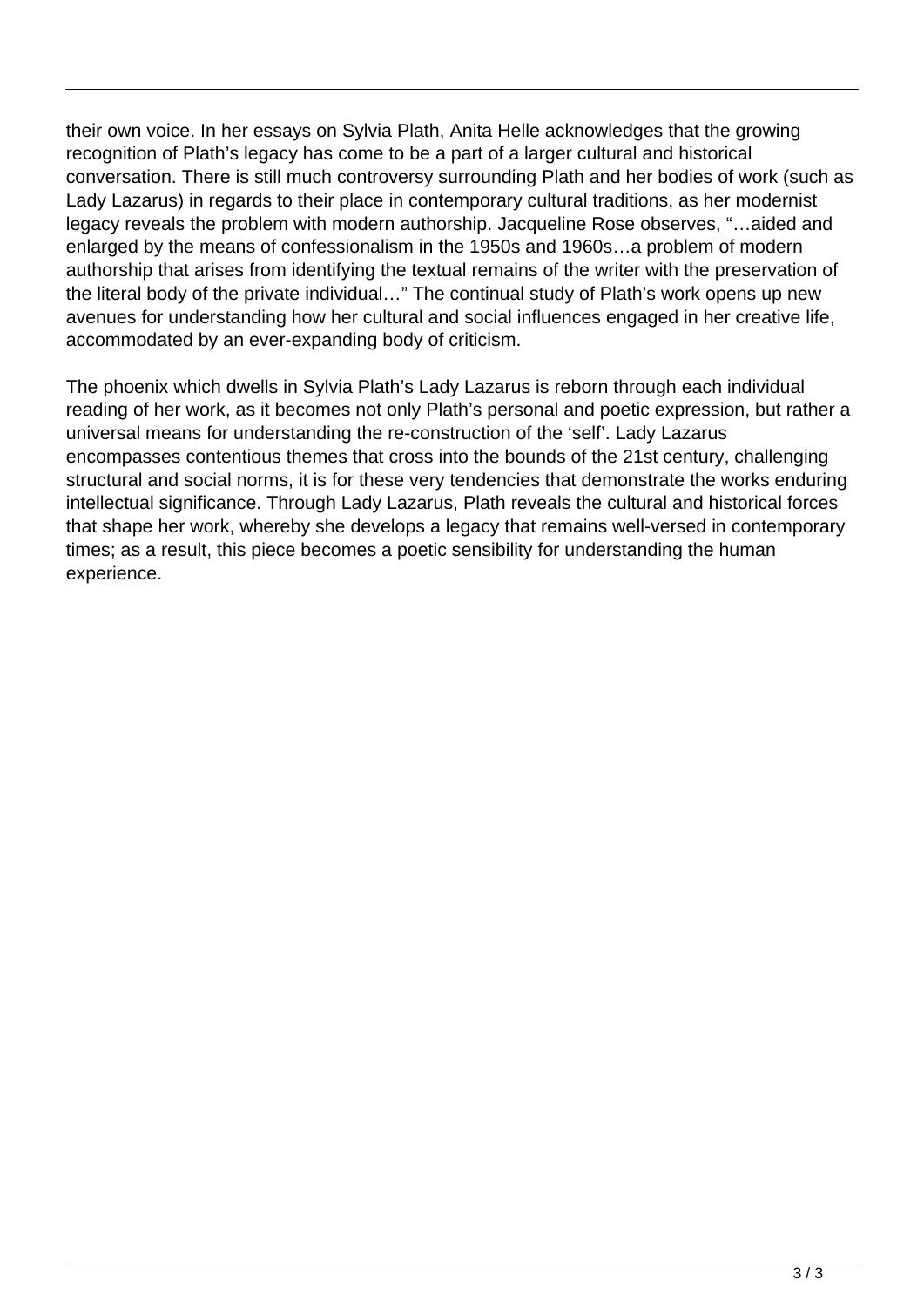their own voice. In her essays on Sylvia Plath, Anita Helle acknowledges that the growing recognition of Plath's legacy has come to be a part of a larger cultural and historical conversation. There is still much controversy surrounding Plath and her bodies of work (such as Lady Lazarus) in regards to their place in contemporary cultural traditions, as her modernist legacy reveals the problem with modern authorship. Jacqueline Rose observes, "…aided and enlarged by the means of confessionalism in the 1950s and 1960s…a problem of modern authorship that arises from identifying the textual remains of the writer with the preservation of the literal body of the private individual…" The continual study of Plath's work opens up new avenues for understanding how her cultural and social influences engaged in her creative life, accommodated by an ever-expanding body of criticism.

The phoenix which dwells in Sylvia Plath's Lady Lazarus is reborn through each individual reading of her work, as it becomes not only Plath's personal and poetic expression, but rather a universal means for understanding the re-construction of the 'self'. Lady Lazarus encompasses contentious themes that cross into the bounds of the 21st century, challenging structural and social norms, it is for these very tendencies that demonstrate the works enduring intellectual significance. Through Lady Lazarus, Plath reveals the cultural and historical forces that shape her work, whereby she develops a legacy that remains well-versed in contemporary times; as a result, this piece becomes a poetic sensibility for understanding the human experience.